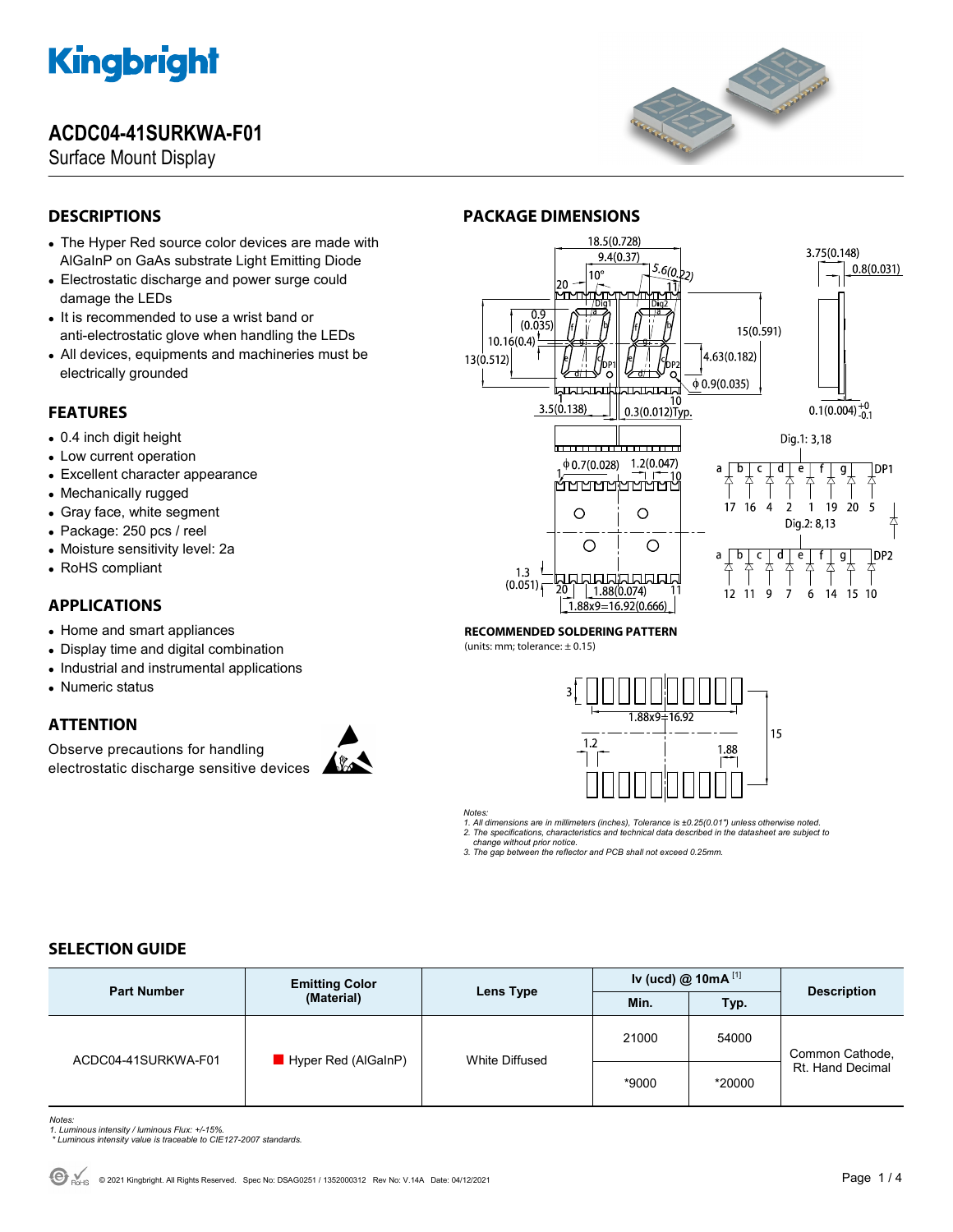# Kingbright

## ACDC04-41SURKWA-F01

Surface Mount Display

## DESCRIPTIONS

- The Hyper Red source color devices are made with AlGaInP on GaAs substrate Light Emitting Diode
- Electrostatic discharge and power surge could damage the LEDs
- It is recommended to use a wrist band or anti-electrostatic glove when handling the LEDs
- All devices, equipments and machineries must be electrically grounded

## FEATURES

- 0.4 inch digit height
- Low current operation
- Excellent character appearance
- Mechanically rugged
- Gray face, white segment
- Package: 250 pcs / reel
- Moisture sensitivity level: 2a
- RoHS compliant

## APPLICATIONS

- Home and smart appliances
- Display time and digital combination
- Industrial and instrumental applications
- Numeric status

## ATTENTION

Observe precautions for handling electrostatic discharge sensitive devices

## PACKAGE DIMENSIONS

Dig.1: 3,18

Dig.2: 8,13

### RECOMMENDED SOLDERING PATTERN

(units: mm; tolerance: ± 0.15)

*Notes:*

*1. All dimensions are in millimeters (inches), Tolerance is ±0.25(0.01") unless otherwise noted.*

*2. The specifications, characteristics and technical data described in the datasheet are subject to change without prior notice.*

*3. The gap between the reflector and PCB shall not exceed 0.25mm.*

## SELECTION GUIDE

| Part Number | Emitting Color (Material) | Lens Type | Iv (ucd) @ 10mA [1] | | Description |
|---|---|---|---|---|---|
| | | | Min. | Typ. | |
| ACDC04-41SURKWA-F01 | Hyper Red (AlGaInP) | White Diffused | 21000 | 54000 | Common Cathode, Rt. Hand Decimal |
| | | | *9000 | *20000 | |

*Notes:*

*1. Luminous intensity / luminous Flux: +/-15%.*

*\* Luminous intensity value is traceable to CIE127-2007 standards.*

© 2021 Kingbright. All Rights Reserved. Spec No: DSAG0251 / 1352000312 Rev No: V.14A Date: 04/12/2021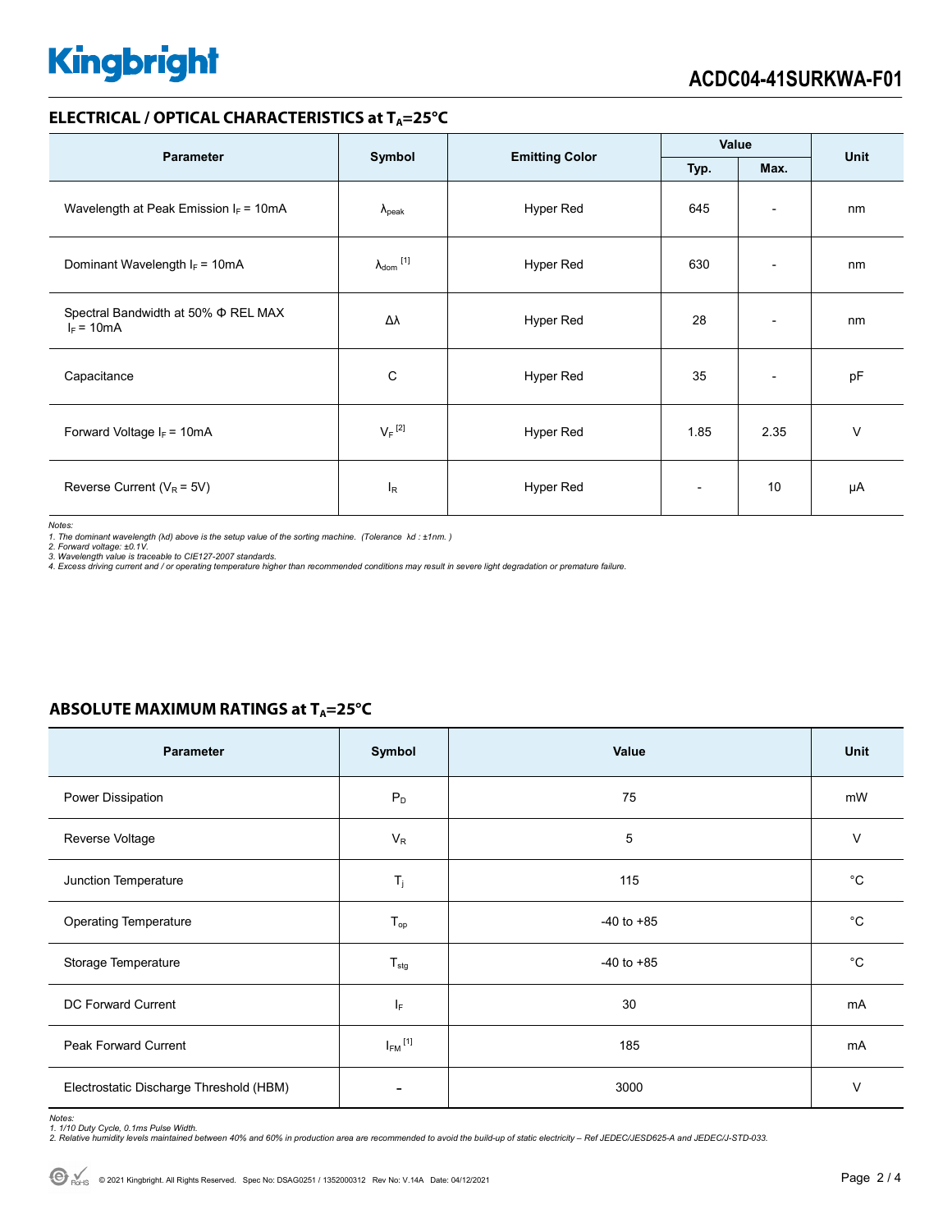## ELECTRICAL / OPTICAL CHARACTERISTICS at $T_A$=25°C

| Parameter | Symbol | Emitting Color | Value | | Unit |
|---|---|---|---|---|---|
| | | | Typ. | Max. | |
| Wavelength at Peak Emission $I_F$ = 10mA | $\lambda_{peak}$ | Hyper Red | 645 | - | nm |
| Dominant Wavelength $I_F$ = 10mA | $\lambda_{dom}$ [1] | Hyper Red | 630 | - | nm |
| Spectral Bandwidth at 50% Φ REL MAX $I_F$ = 10mA | Δλ | Hyper Red | 28 | - | nm |
| Capacitance | C | Hyper Red | 35 | - | pF |
| Forward Voltage $I_F$ = 10mA | $V_F$ [2] | Hyper Red | 1.85 | 2.35 | V |
| Reverse Current ($V_R$ = 5V) | $I_R$ | Hyper Red | - | 10 | µA |

*Notes:*
*1. The dominant wavelength (λd) above is the setup value of the sorting machine. (Tolerance λd : ±1nm. )*
*2. Forward voltage: ±0.1V.*
*3. Wavelength value is traceable to CIE127-2007 standards.*
*4. Excess driving current and / or operating temperature higher than recommended conditions may result in severe light degradation or premature failure.*

## ABSOLUTE MAXIMUM RATINGS at $T_A$=25°C

| Parameter | Symbol | Value | Unit |
|---|---|---|---|
| Power Dissipation | $P_D$ | 75 | mW |
| Reverse Voltage | $V_R$ | 5 | V |
| Junction Temperature | $T_j$ | 115 | °C |
| Operating Temperature | $T_{op}$ | -40 to +85 | °C |
| Storage Temperature | $T_{stg}$ | -40 to +85 | °C |
| DC Forward Current | $I_F$ | 30 | mA |
| Peak Forward Current | $I_{FM}$ [1] | 185 | mA |
| Electrostatic Discharge Threshold (HBM) | - | 3000 | V |

*Notes:*
*1. 1/10 Duty Cycle, 0.1ms Pulse Width.*
*2. Relative humidity levels maintained between 40% and 60% in production area are recommended to avoid the build-up of static electricity – Ref JEDEC/JESD625-A and JEDEC/J-STD-033.*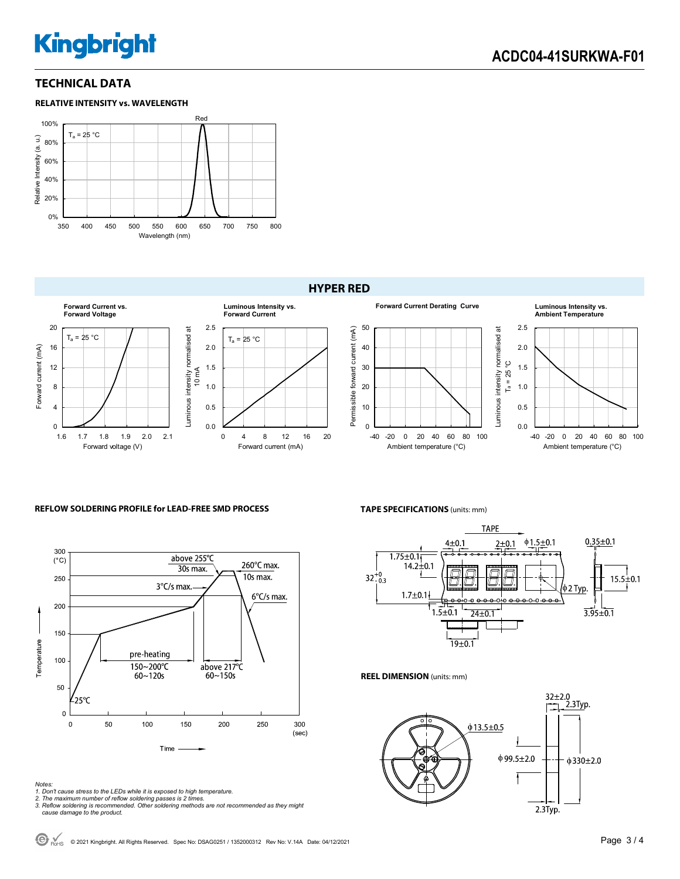## TECHNICAL DATA

### RELATIVE INTENSITY vs. WAVELENGTH

### HYPER RED

**Forward Current vs. Forward Voltage**

**Luminous Intensity vs. Forward Current**

**Forward Current Derating Curve**

**Luminous Intensity vs. Ambient Temperature**

### REFLOW SOLDERING PROFILE for LEAD-FREE SMD PROCESS

*Notes:*
*1. Don't cause stress to the LEDs while it is exposed to high temperature.*
*2. The maximum number of reflow soldering passes is 2 times.*
*3. Reflow soldering is recommended. Other soldering methods are not recommended as they might cause damage to the product.*

### TAPE SPECIFICATIONS (units: mm)

### REEL DIMENSION (units: mm)

© 2021 Kingbright. All Rights Reserved. Spec No: DSAG0251 / 1352000312 Rev No: V.14A Date: 04/12/2021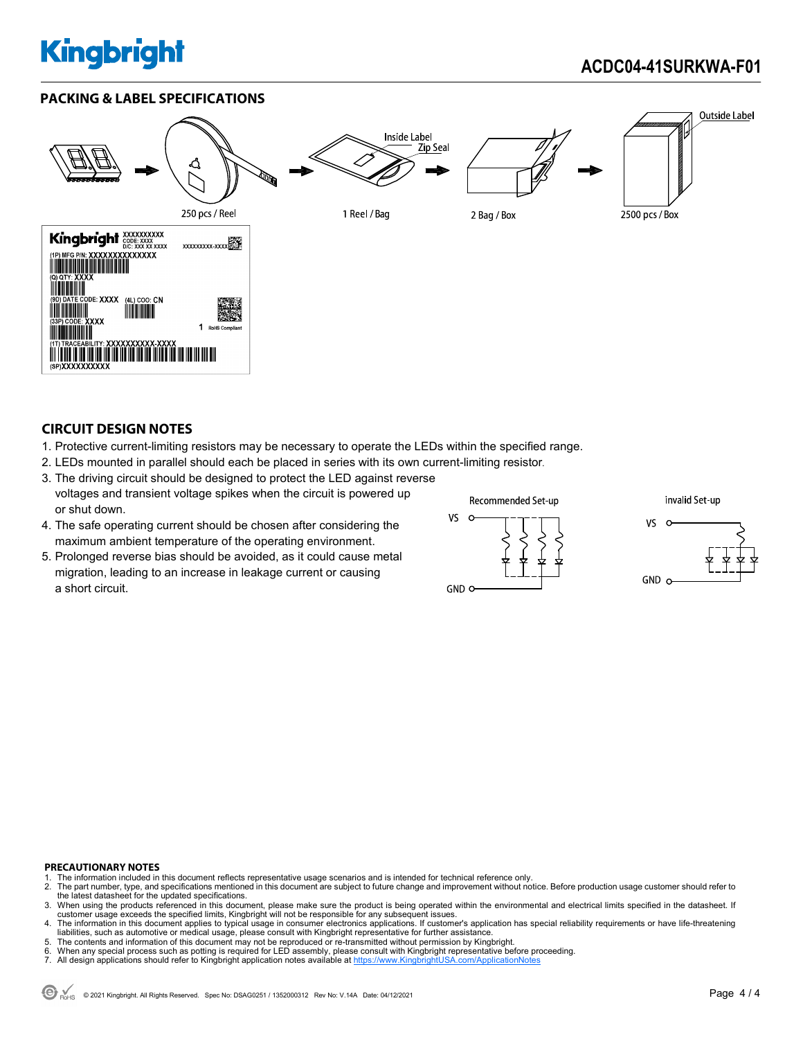## PACKING & LABEL SPECIFICATIONS

Inside Label

Zip Seal

Outside Label

250 pcs / Reel

1 Reel / Bag

2 Bag / Box

2500 pcs / Box

Kingbright XXXXXXXXXX CODE: XXXX D/C: XXX XX XXXX XXXXXXXXX-XXXX

(1P) MFG P/N: XXXXXXXXXXXXXX

(Q) QTY: XXXX

(9D) DATE CODE: XXXX (4L) COO: CN

(33P) CODE: XXXX

1 RoHS Compliant

(1T) TRACEABILITY: XXXXXXXXXX-XXXX

(SP)XXXXXXXXXX

## CIRCUIT DESIGN NOTES

1. Protective current-limiting resistors may be necessary to operate the LEDs within the specified range.
2. LEDs mounted in parallel should each be placed in series with its own current-limiting resistor.
3. The driving circuit should be designed to protect the LED against reverse voltages and transient voltage spikes when the circuit is powered up or shut down.
4. The safe operating current should be chosen after considering the maximum ambient temperature of the operating environment.
5. Prolonged reverse bias should be avoided, as it could cause metal migration, leading to an increase in leakage current or causing a short circuit.

Recommended Set-up

VS

GND

invalid Set-up

VS

GND

### PRECAUTIONARY NOTES

1. The information included in this document reflects representative usage scenarios and is intended for technical reference only.
2. The part number, type, and specifications mentioned in this document are subject to future change and improvement without notice. Before production usage customer should refer to the latest datasheet for the updated specifications.
3. When using the products referenced in this document, please make sure the product is being operated within the environmental and electrical limits specified in the datasheet. If customer usage exceeds the specified limits, Kingbright will not be responsible for any subsequent issues.
4. The information in this document applies to typical usage in consumer electronics applications. If customer's application has special reliability requirements or have life-threatening liabilities, such as automotive or medical usage, please consult with Kingbright representative for further assistance.
5. The contents and information of this document may not be reproduced or re-transmitted without permission by Kingbright.
6. When any special process such as potting is required for LED assembly, please consult with Kingbright representative before proceeding.
7. All design applications should refer to Kingbright application notes available at https://www.KingbrightUSA.com/ApplicationNotes

© 2021 Kingbright. All Rights Reserved. Spec No: DSAG0251 / 1352000312 Rev No: V.14A Date: 04/12/2021